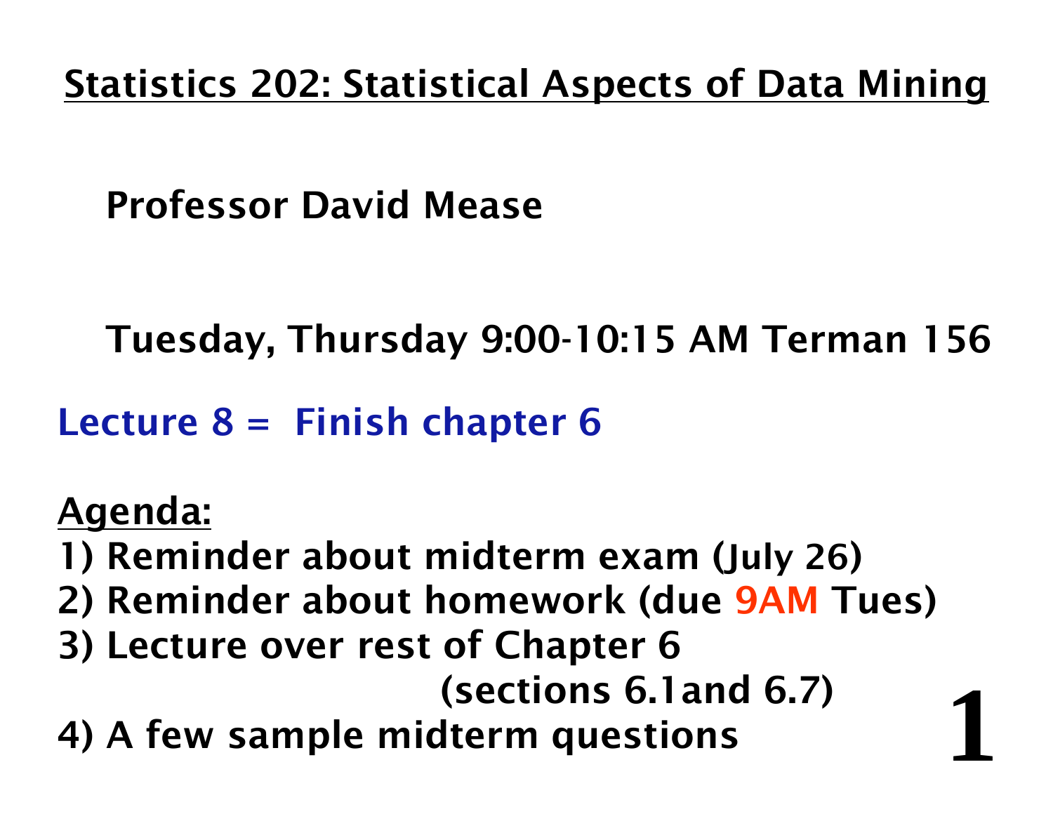# Statistics 202: Statistical Aspects of Data Mining

**Professor David Mease**

**Tuesday, Thursday 9:00-10:15 AM Terman 156**

**Lecture 8 = Finish chapter 6**

**Agenda:**

1) Reminder about midterm exam (July 26)
2) Reminder about homework (due 9AM Tues)
3) Lecture over rest of Chapter 6 (sections 6.1and 6.7)
4) A few sample midterm questions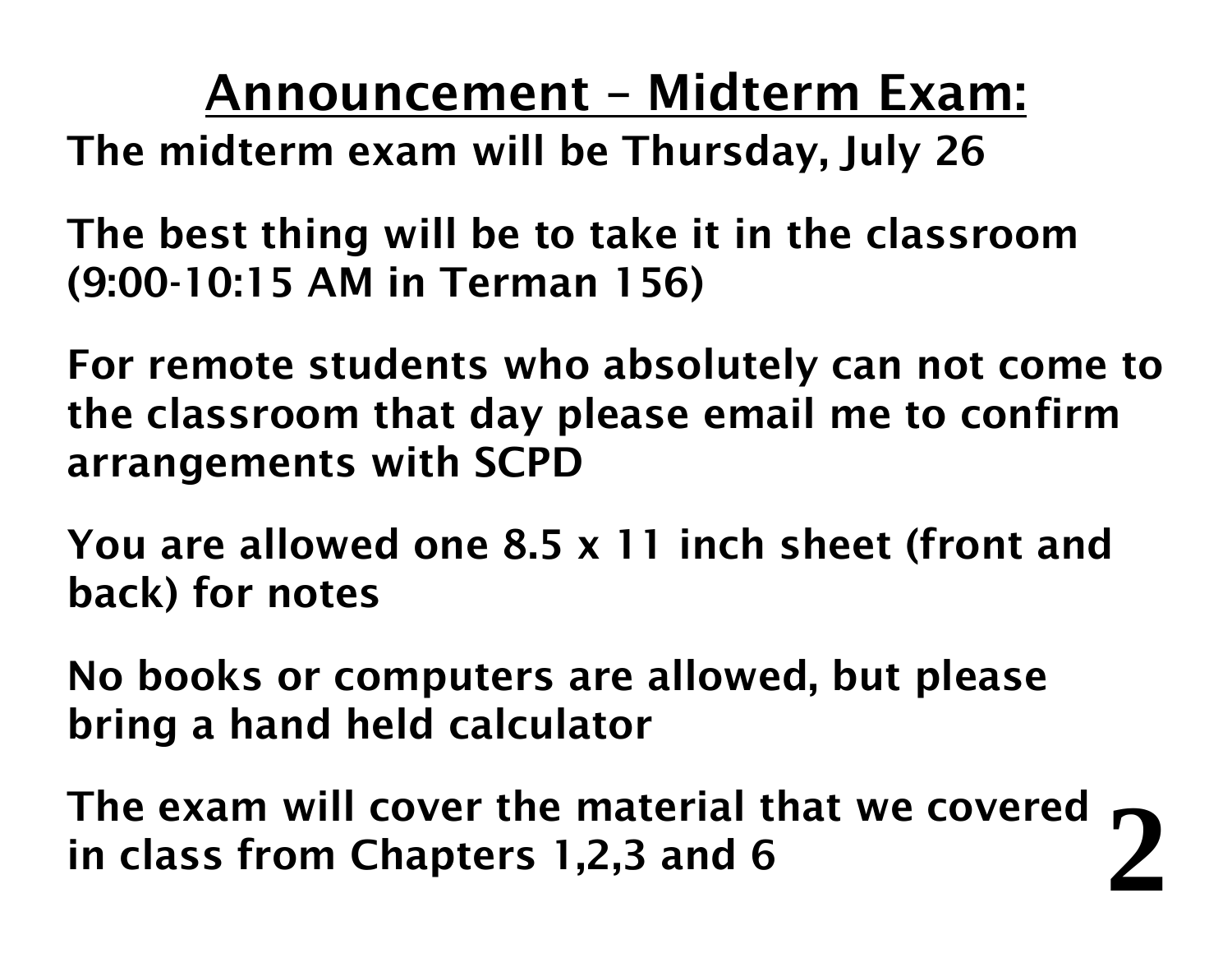## Announcement – Midterm Exam:

**The midterm exam will be Thursday, July 26**

**The best thing will be to take it in the classroom (9:00-10:15 AM in Terman 156)**

**For remote students who absolutely can not come to the classroom that day please email me to confirm arrangements with SCPD**

**You are allowed one 8.5 x 11 inch sheet (front and back) for notes**

**No books or computers are allowed, but please bring a hand held calculator**

**The exam will cover the material that we covered in class from Chapters 1,2,3 and 6**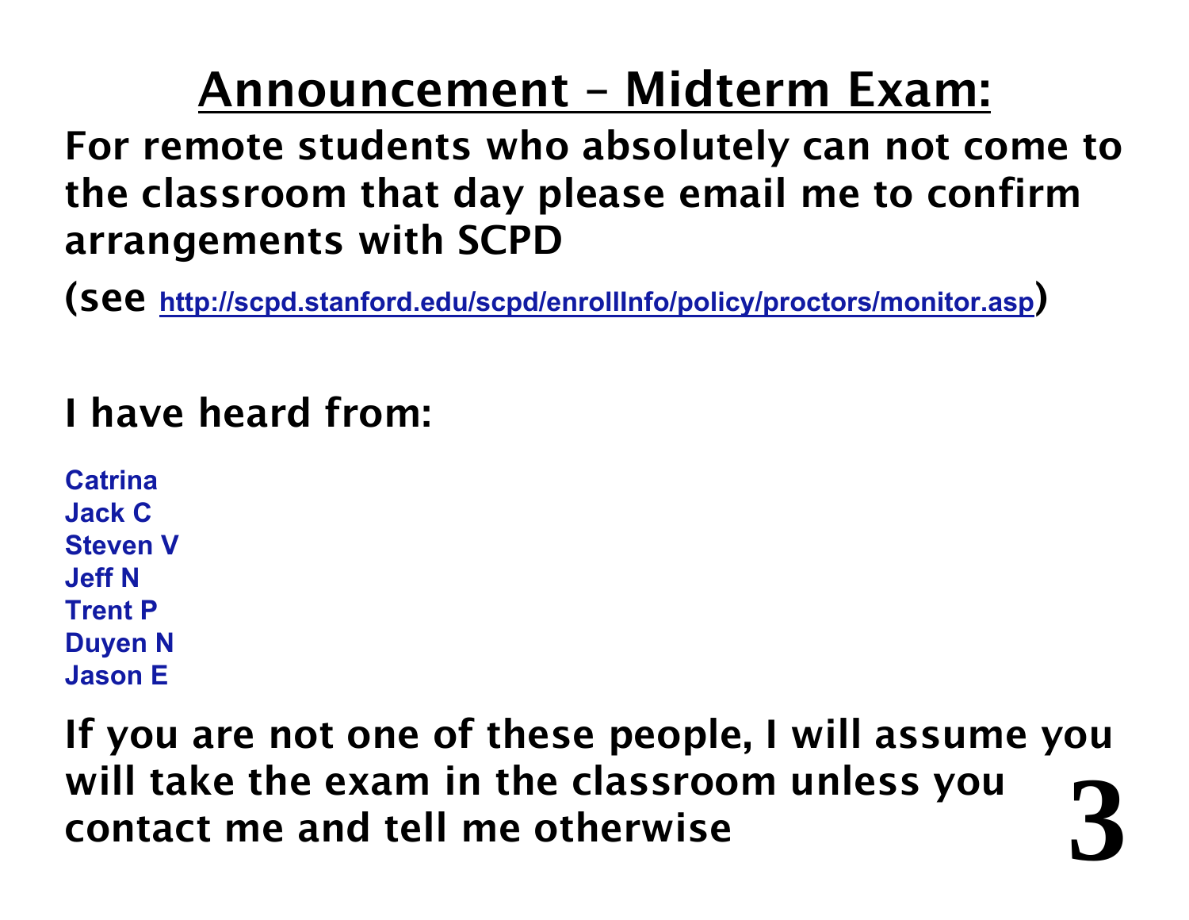# Announcement – Midterm Exam:

**For remote students who absolutely can not come to the classroom that day please email me to confirm arrangements with SCPD**

**(see [http://scpd.stanford.edu/scpd/enrollInfo/policy/proctors/monitor.asp](http://scpd.stanford.edu/scpd/enrollInfo/policy/proctors/monitor.asp))**

**I have heard from:**

**Catrina**
**Jack C**
**Steven V**
**Jeff N**
**Trent P**
**Duyen N**
**Jason E**

**If you are not one of these people, I will assume you will take the exam in the classroom unless you contact me and tell me otherwise**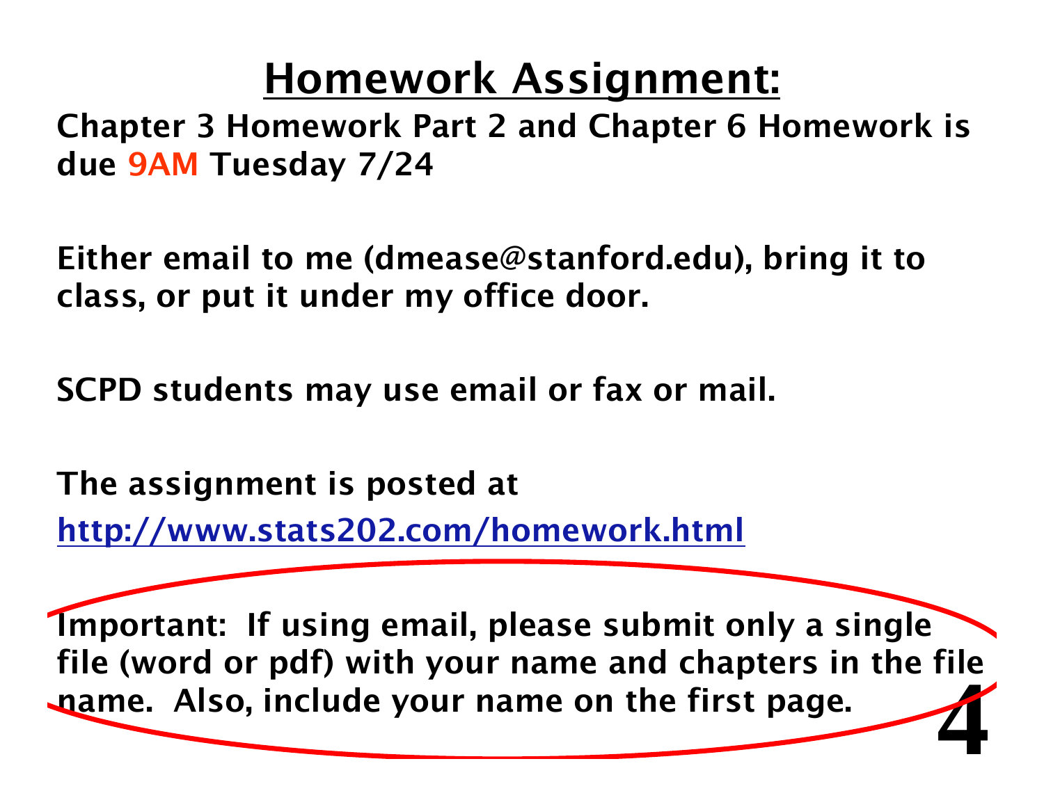# Homework Assignment:

**Chapter 3 Homework Part 2 and Chapter 6 Homework is due 9AM Tuesday 7/24**

**Either email to me (dmease@stanford.edu), bring it to class, or put it under my office door.**

**SCPD students may use email or fax or mail.**

**The assignment is posted at**

**http://www.stats202.com/homework.html**

**Important: If using email, please submit only a single file (word or pdf) with your name and chapters in the file name. Also, include your name on the first page.**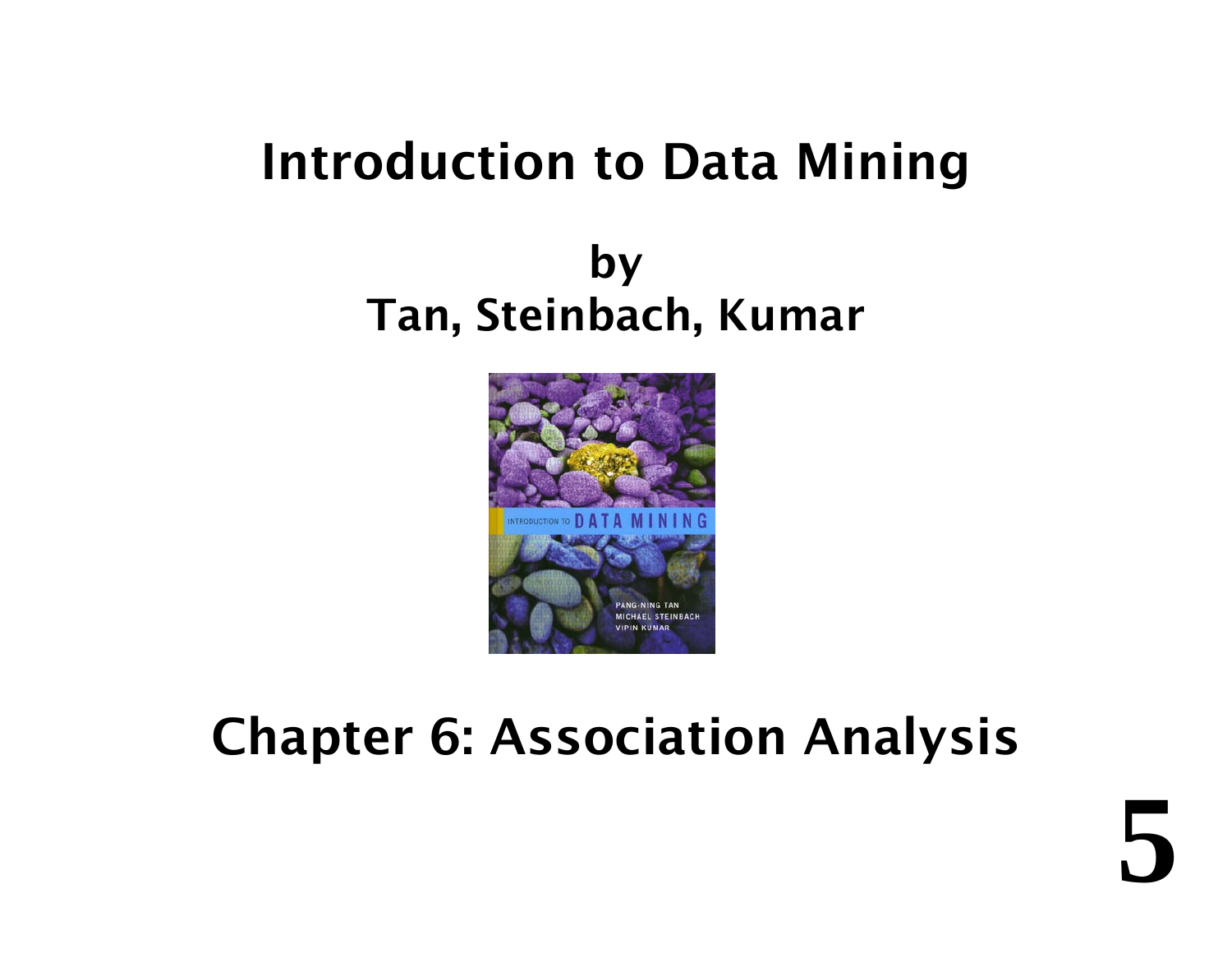# Introduction to Data Mining

## by
## Tan, Steinbach, Kumar

# Chapter 6: Association Analysis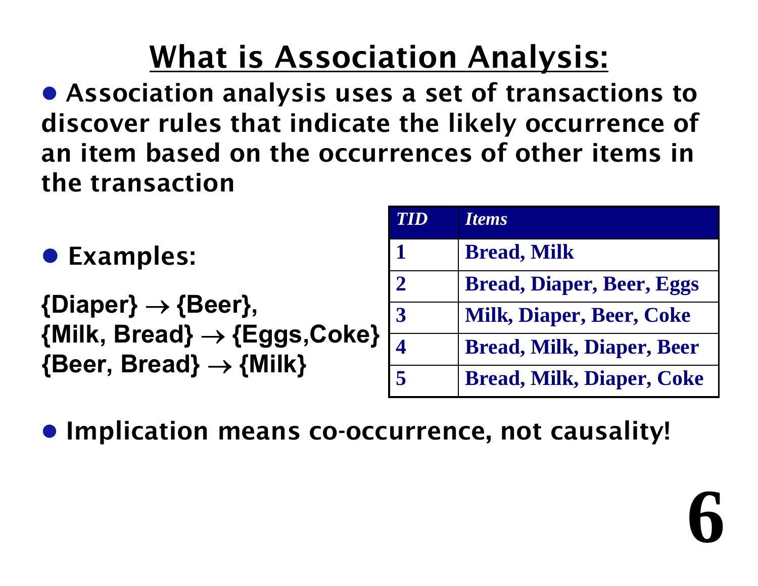# What is Association Analysis:

- Association analysis uses a set of transactions to discover rules that indicate the likely occurrence of an item based on the occurrences of other items in the transaction

| *TID* | *Items* |
|---|---|
| 1 | Bread, Milk |
| 2 | Bread, Diaper, Beer, Eggs |
| 3 | Milk, Diaper, Beer, Coke |
| 4 | Bread, Milk, Diaper, Beer |
| 5 | Bread, Milk, Diaper, Coke |

- Examples:

**{Diaper} $\rightarrow$ {Beer},**
**{Milk, Bread} $\rightarrow$ {Eggs,Coke}**
**{Beer, Bread} $\rightarrow$ {Milk}**

- Implication means co-occurrence, not causality!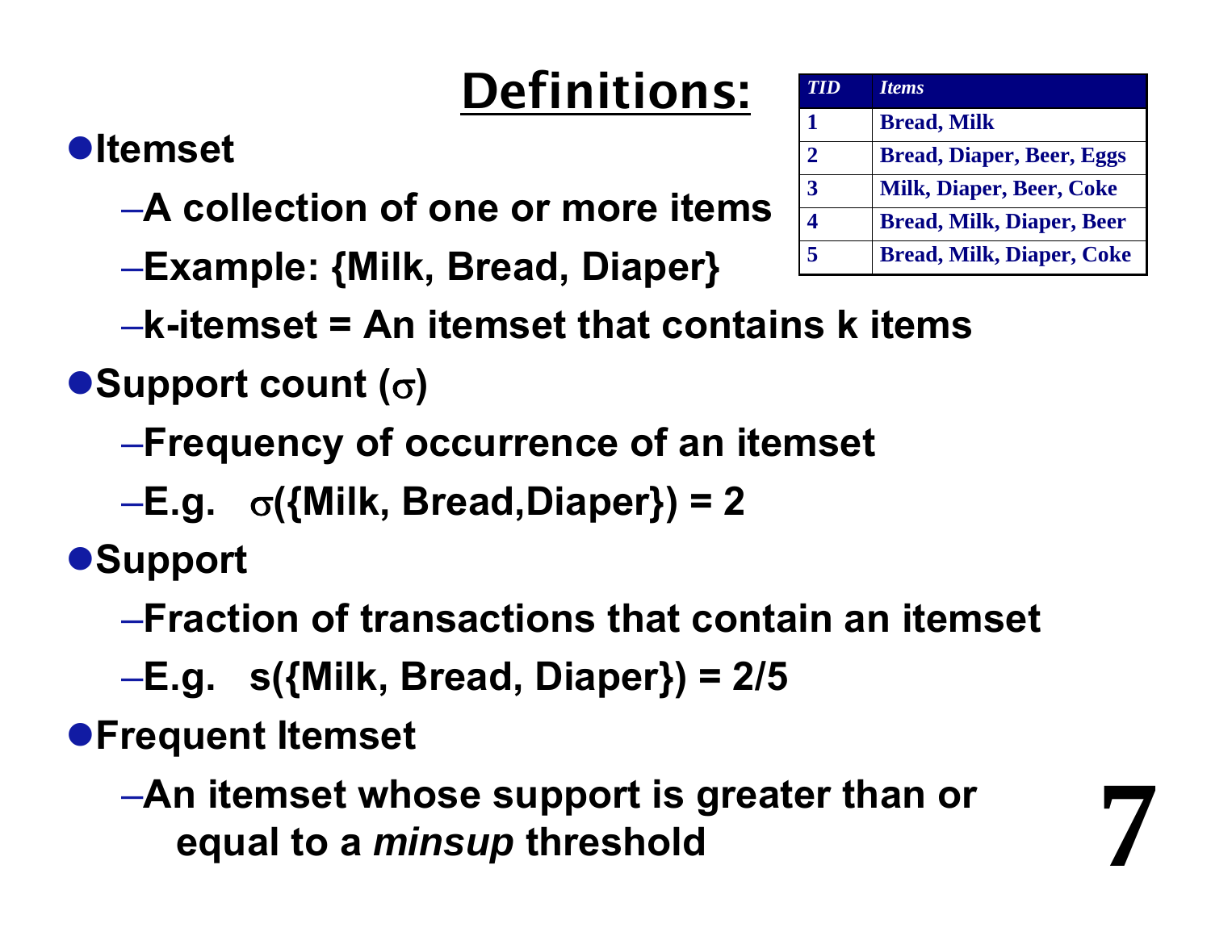# Definitions:

| TID | Items |
|---|---|
| 1 | Bread, Milk |
| 2 | Bread, Diaper, Beer, Eggs |
| 3 | Milk, Diaper, Beer, Coke |
| 4 | Bread, Milk, Diaper, Beer |
| 5 | Bread, Milk, Diaper, Coke |

- **Itemset**
  - **A collection of one or more items**
  - **Example: {Milk, Bread, Diaper}**
  - **k-itemset = An itemset that contains k items**
- **Support count ($\sigma$)**
  - **Frequency of occurrence of an itemset**
  - **E.g. $\sigma$({Milk, Bread,Diaper}) = 2**
- **Support**
  - **Fraction of transactions that contain an itemset**
  - **E.g. s({Milk, Bread, Diaper}) = 2/5**
- **Frequent Itemset**
  - **An itemset whose support is greater than or equal to a *minsup* threshold**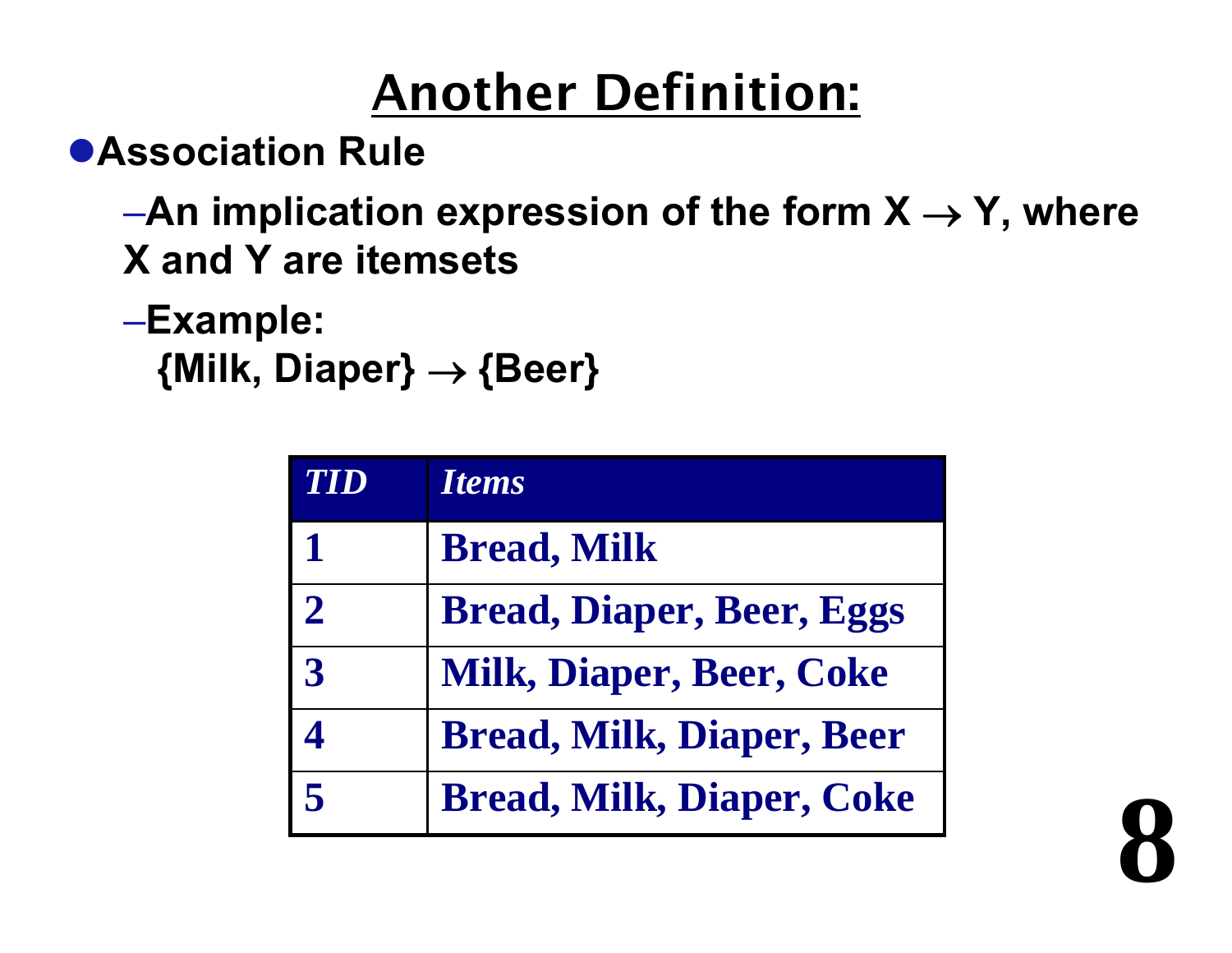# Another Definition:

- **Association Rule**
  - **An implication expression of the form X $\rightarrow$ Y, where X and Y are itemsets**
  - **Example:**
    **{Milk, Diaper} $\rightarrow$ {Beer}**

| *TID* | *Items* |
|---|---|
| 1 | Bread, Milk |
| 2 | Bread, Diaper, Beer, Eggs |
| 3 | Milk, Diaper, Beer, Coke |
| 4 | Bread, Milk, Diaper, Beer |
| 5 | Bread, Milk, Diaper, Coke |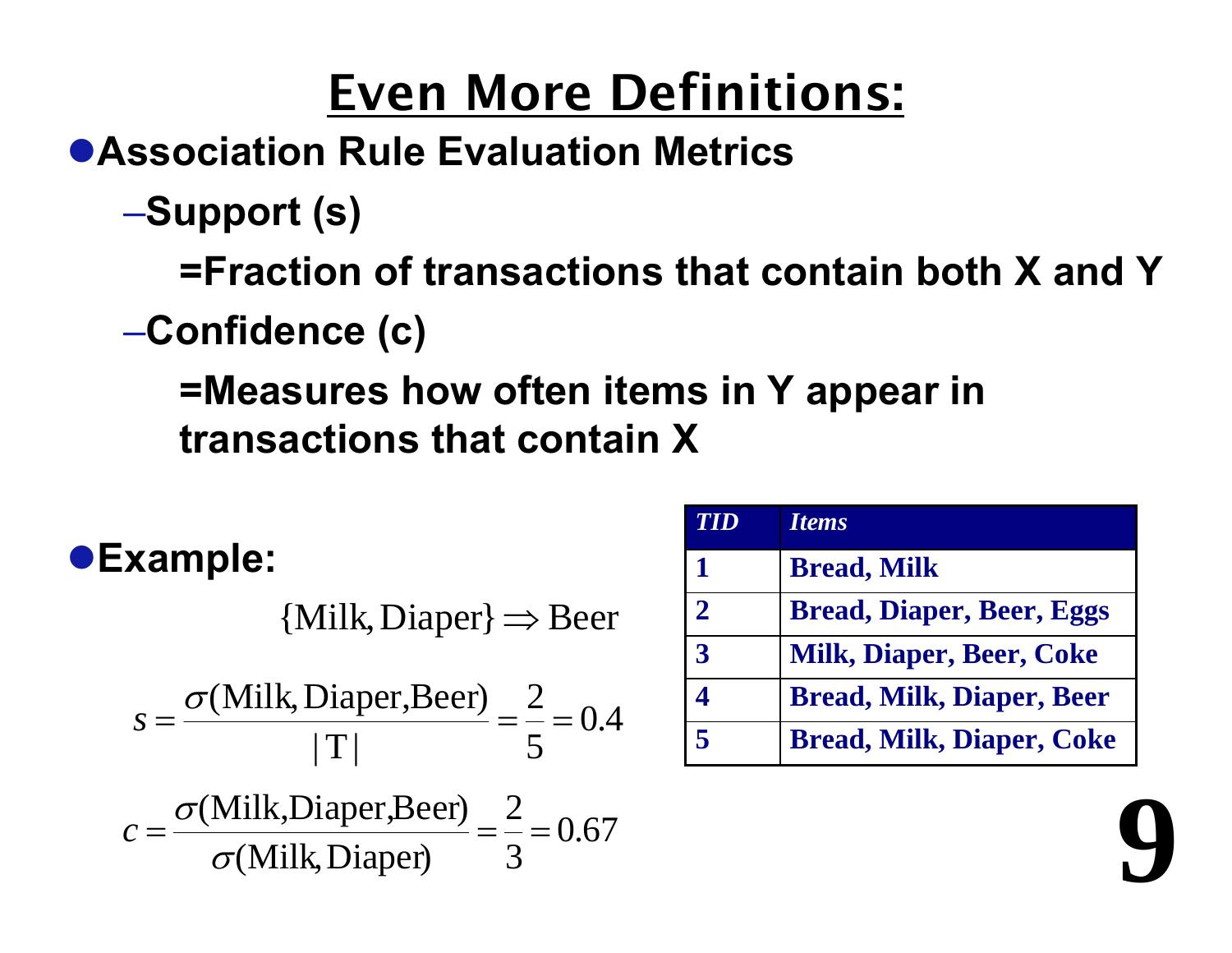# Even More Definitions:

- **Association Rule Evaluation Metrics**
  - **Support (s)**

    **=Fraction of transactions that contain both X and Y**
  - **Confidence (c)**

    **=Measures how often items in Y appear in transactions that contain X**

- **Example:**

$$\{\text{Milk}, \text{Diaper}\} \Rightarrow \text{Beer}$$

$$s = \frac{\sigma(\text{Milk}, \text{Diaper}, \text{Beer})}{|\text{T}|} = \frac{2}{5} = 0.4$$

$$c = \frac{\sigma(\text{Milk}, \text{Diaper}, \text{Beer})}{\sigma(\text{Milk}, \text{Diaper})} = \frac{2}{3} = 0.67$$

| *TID* | *Items* |
|---|---|
| 1 | Bread, Milk |
| 2 | Bread, Diaper, Beer, Eggs |
| 3 | Milk, Diaper, Beer, Coke |
| 4 | Bread, Milk, Diaper, Beer |
| 5 | Bread, Milk, Diaper, Coke |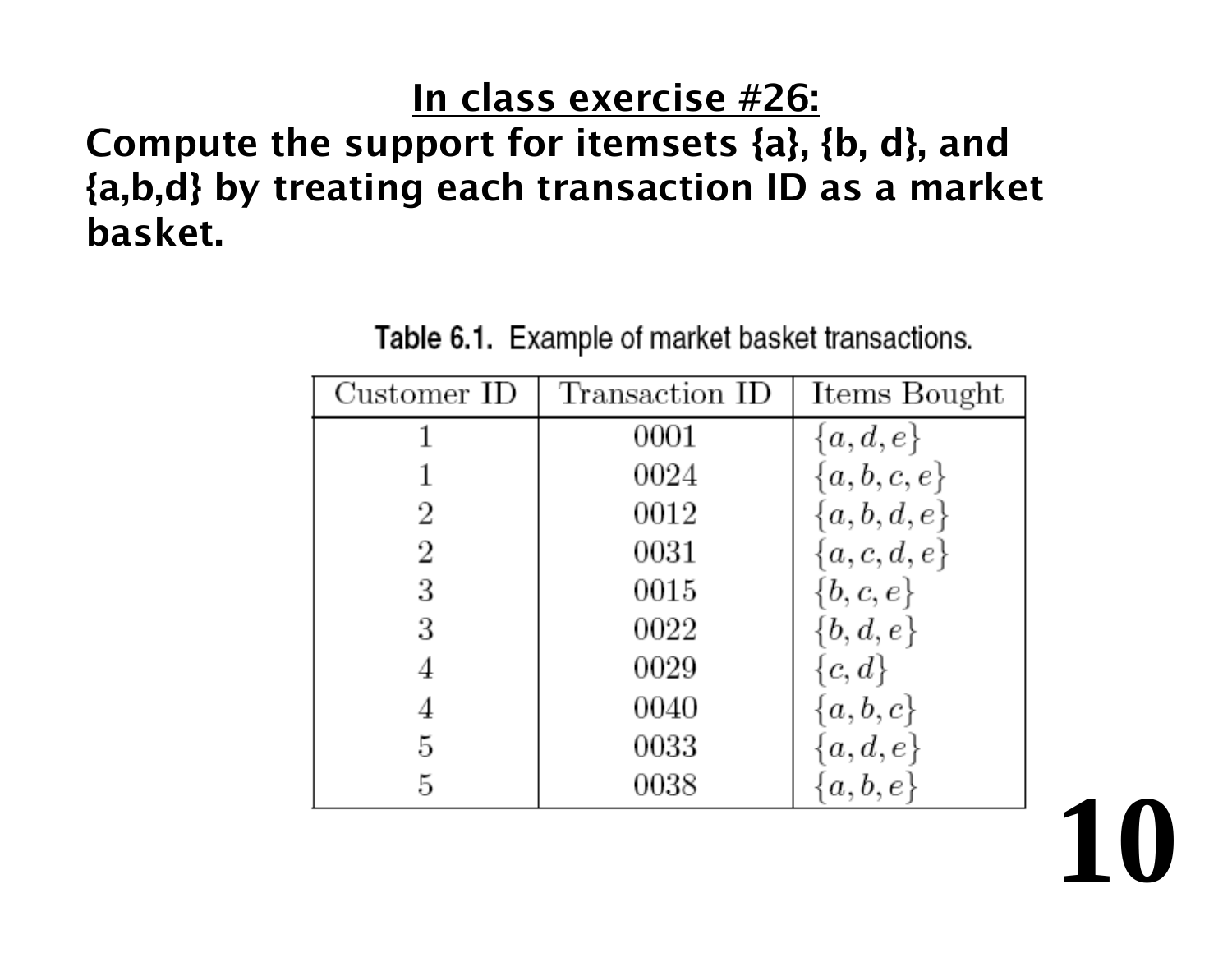## In class exercise #26:

**Compute the support for itemsets {a}, {b, d}, and {a,b,d} by treating each transaction ID as a market basket.**

Table 6.1. Example of market basket transactions.

| Customer ID | Transaction ID | Items Bought |
|---|---|---|
| 1 | 0001 | $\{a, d, e\}$ |
| 1 | 0024 | $\{a, b, c, e\}$ |
| 2 | 0012 | $\{a, b, d, e\}$ |
| 2 | 0031 | $\{a, c, d, e\}$ |
| 3 | 0015 | $\{b, c, e\}$ |
| 3 | 0022 | $\{b, d, e\}$ |
| 4 | 0029 | $\{c, d\}$ |
| 4 | 0040 | $\{a, b, c\}$ |
| 5 | 0033 | $\{a, d, e\}$ |
| 5 | 0038 | $\{a, b, e\}$ |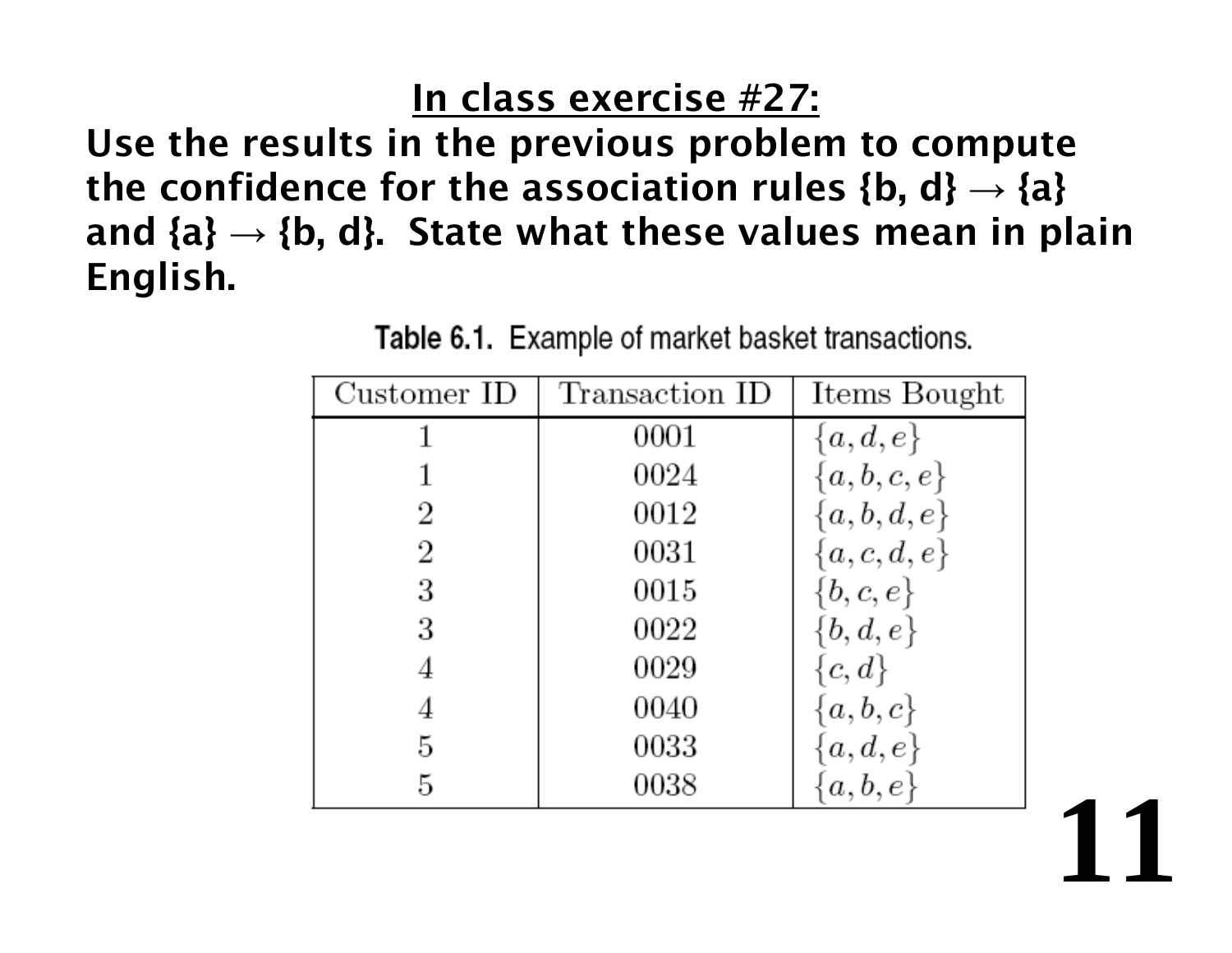## In class exercise #27:

**Use the results in the previous problem to compute the confidence for the association rules {b, d} → {a} and {a} → {b, d}. State what these values mean in plain English.**

Table 6.1. Example of market basket transactions.

| Customer ID | Transaction ID | Items Bought |
|---|---|---|
| 1 | 0001 | $\{a, d, e\}$ |
| 1 | 0024 | $\{a, b, c, e\}$ |
| 2 | 0012 | $\{a, b, d, e\}$ |
| 2 | 0031 | $\{a, c, d, e\}$ |
| 3 | 0015 | $\{b, c, e\}$ |
| 3 | 0022 | $\{b, d, e\}$ |
| 4 | 0029 | $\{c, d\}$ |
| 4 | 0040 | $\{a, b, c\}$ |
| 5 | 0033 | $\{a, d, e\}$ |
| 5 | 0038 | $\{a, b, e\}$ |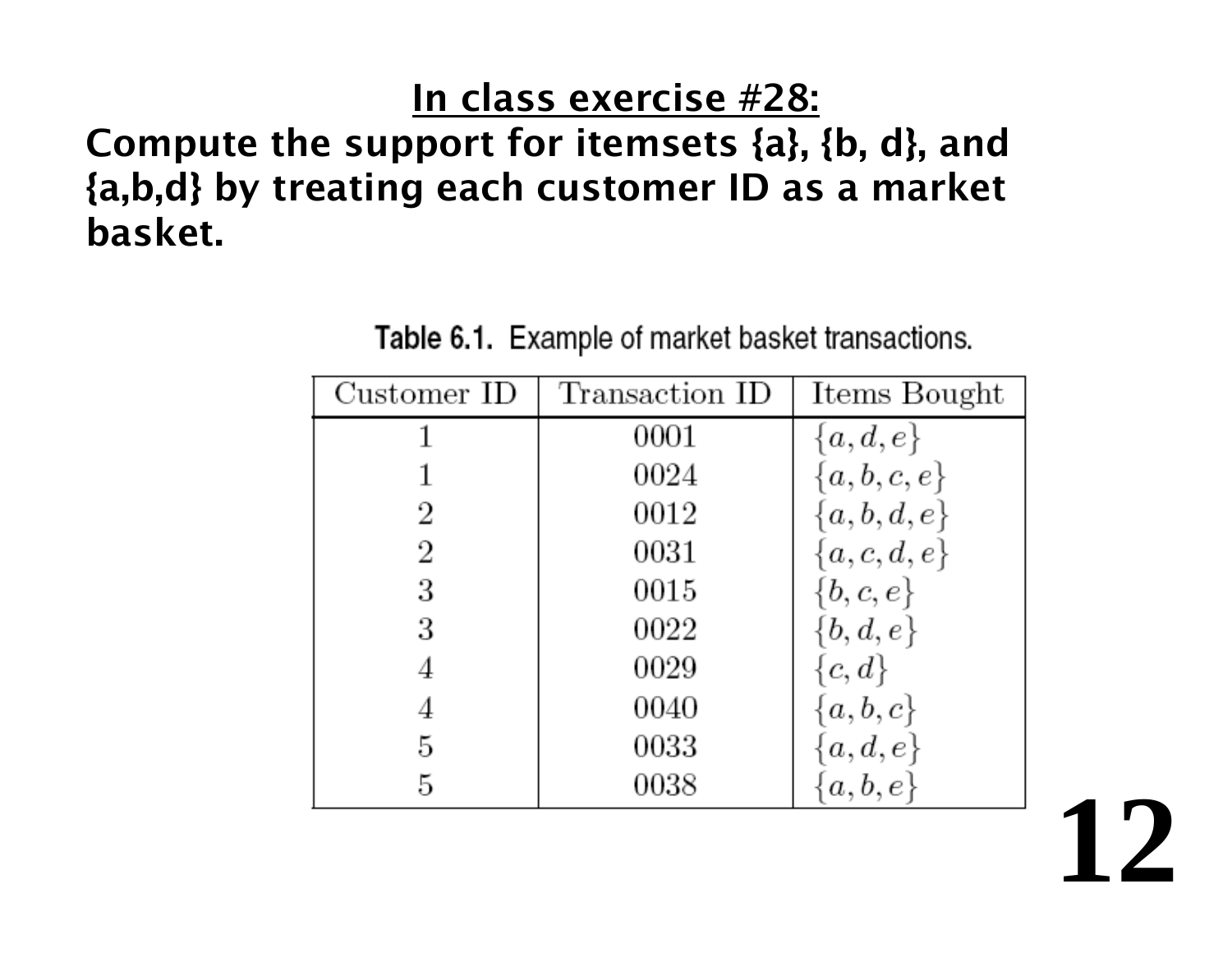## In class exercise #28:

**Compute the support for itemsets {a}, {b, d}, and {a,b,d} by treating each customer ID as a market basket.**

Table 6.1. Example of market basket transactions.

| Customer ID | Transaction ID | Items Bought |
| --- | --- | --- |
| 1 | 0001 | $\{a, d, e\}$ |
| 1 | 0024 | $\{a, b, c, e\}$ |
| 2 | 0012 | $\{a, b, d, e\}$ |
| 2 | 0031 | $\{a, c, d, e\}$ |
| 3 | 0015 | $\{b, c, e\}$ |
| 3 | 0022 | $\{b, d, e\}$ |
| 4 | 0029 | $\{c, d\}$ |
| 4 | 0040 | $\{a, b, c\}$ |
| 5 | 0033 | $\{a, d, e\}$ |
| 5 | 0038 | $\{a, b, e\}$ |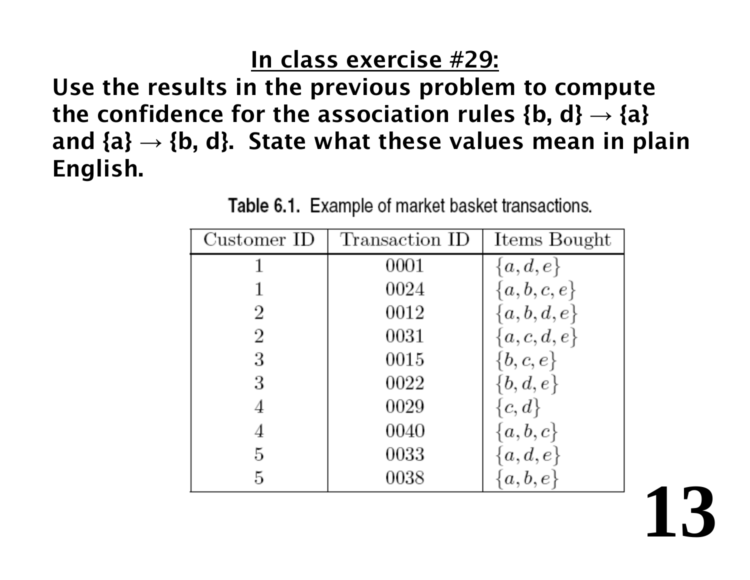## In class exercise #29:

**Use the results in the previous problem to compute the confidence for the association rules {b, d} → {a} and {a} → {b, d}. State what these values mean in plain English.**

Table 6.1. Example of market basket transactions.

| Customer ID | Transaction ID | Items Bought |
|---|---|---|
| 1 | 0001 | $\{a, d, e\}$ |
| 1 | 0024 | $\{a, b, c, e\}$ |
| 2 | 0012 | $\{a, b, d, e\}$ |
| 2 | 0031 | $\{a, c, d, e\}$ |
| 3 | 0015 | $\{b, c, e\}$ |
| 3 | 0022 | $\{b, d, e\}$ |
| 4 | 0029 | $\{c, d\}$ |
| 4 | 0040 | $\{a, b, c\}$ |
| 5 | 0033 | $\{a, d, e\}$ |
| 5 | 0038 | $\{a, b, e\}$ |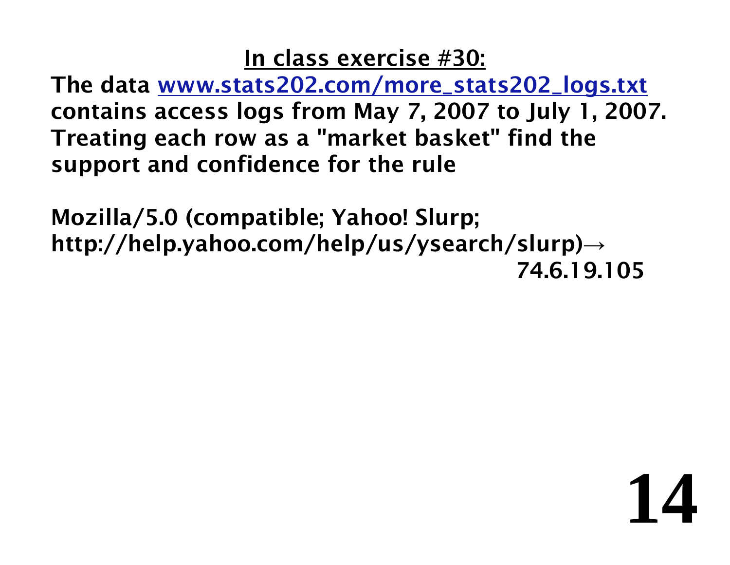## In class exercise #30:

**The data [www.stats202.com/more_stats202_logs.txt](www.stats202.com/more_stats202_logs.txt) contains access logs from May 7, 2007 to July 1, 2007. Treating each row as a "market basket" find the support and confidence for the rule**

**Mozilla/5.0 (compatible; Yahoo! Slurp; http://help.yahoo.com/help/us/ysearch/slurp)→ 74.6.19.105**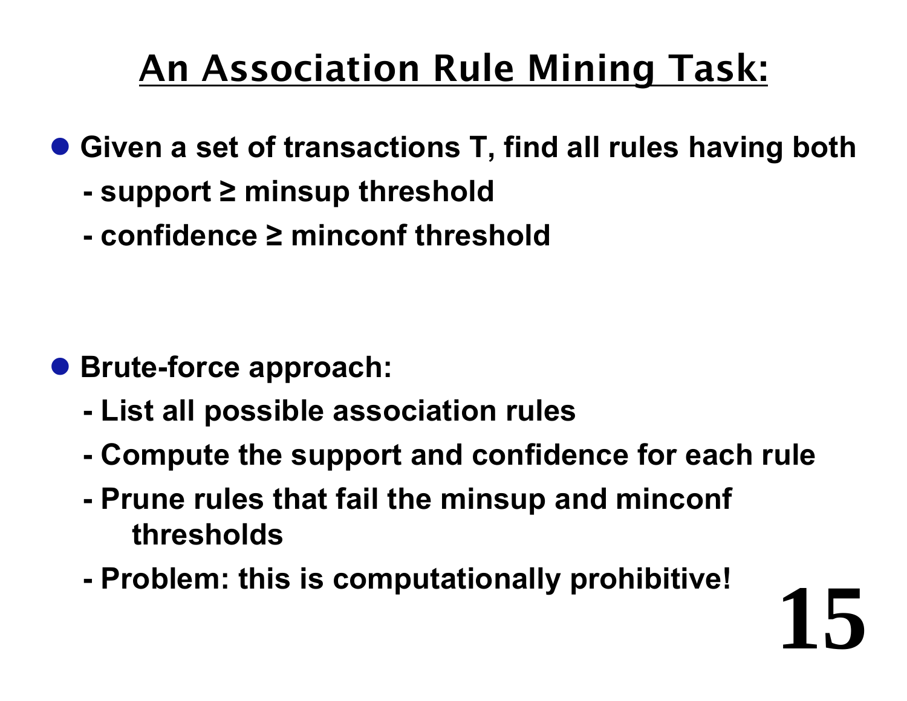# An Association Rule Mining Task:

- Given a set of transactions T, find all rules having both
  - support ≥ minsup threshold
  - confidence ≥ minconf threshold

- Brute-force approach:
  - List all possible association rules
  - Compute the support and confidence for each rule
  - Prune rules that fail the minsup and minconf thresholds
  - Problem: this is computationally prohibitive!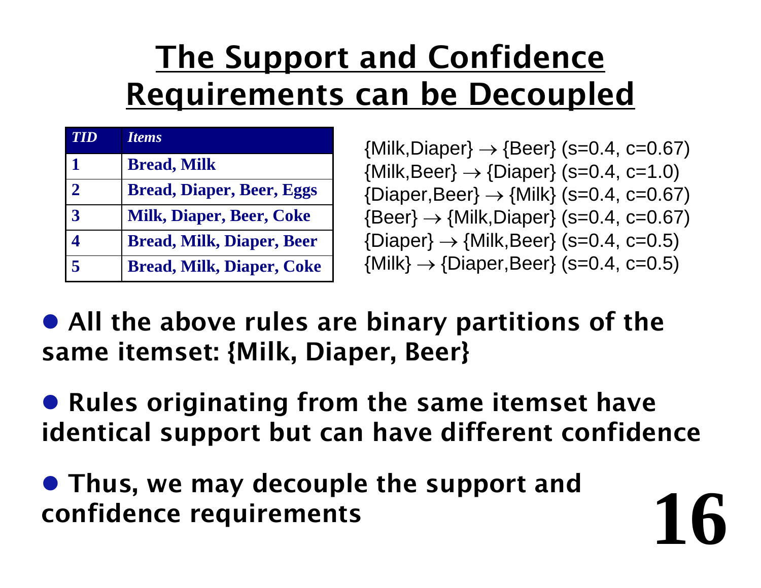# The Support and Confidence Requirements can be Decoupled

| *TID* | *Items* |
|---|---|
| **1** | **Bread, Milk** |
| **2** | **Bread, Diaper, Beer, Eggs** |
| **3** | **Milk, Diaper, Beer, Coke** |
| **4** | **Bread, Milk, Diaper, Beer** |
| **5** | **Bread, Milk, Diaper, Coke** |

{Milk,Diaper} $\rightarrow$ {Beer} (s=0.4, c=0.67)
{Milk,Beer} $\rightarrow$ {Diaper} (s=0.4, c=1.0)
{Diaper,Beer} $\rightarrow$ {Milk} (s=0.4, c=0.67)
{Beer} $\rightarrow$ {Milk,Diaper} (s=0.4, c=0.67)
{Diaper} $\rightarrow$ {Milk,Beer} (s=0.4, c=0.5)
{Milk} $\rightarrow$ {Diaper,Beer} (s=0.4, c=0.5)

- **All the above rules are binary partitions of the same itemset: {Milk, Diaper, Beer}**
- **Rules originating from the same itemset have identical support but can have different confidence**
- **Thus, we may decouple the support and confidence requirements**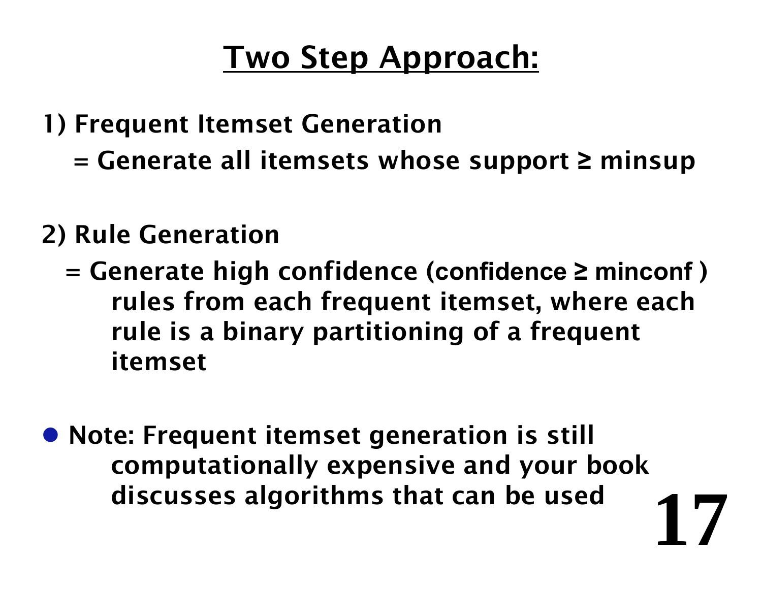# Two Step Approach:

**1) Frequent Itemset Generation**

**= Generate all itemsets whose support ≥ minsup**

**2) Rule Generation**

**= Generate high confidence (confidence ≥ minconf ) rules from each frequent itemset, where each rule is a binary partitioning of a frequent itemset**

- **Note: Frequent itemset generation is still computationally expensive and your book discusses algorithms that can be used**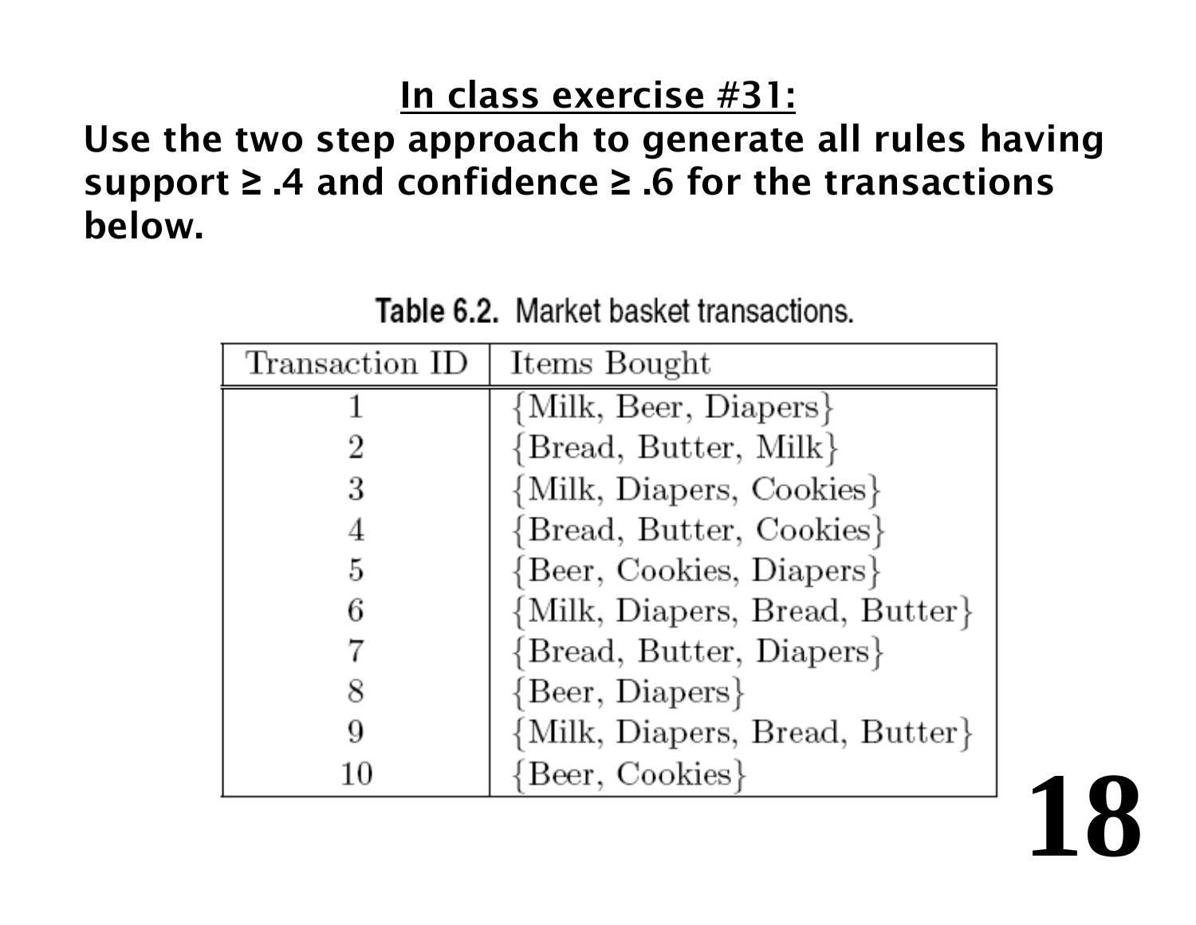## In class exercise #31:

**Use the two step approach to generate all rules having support ≥ .4 and confidence ≥ .6 for the transactions below.**

Table 6.2. Market basket transactions.

| Transaction ID | Items Bought |
| --- | --- |
| 1 | {Milk, Beer, Diapers} |
| 2 | {Bread, Butter, Milk} |
| 3 | {Milk, Diapers, Cookies} |
| 4 | {Bread, Butter, Cookies} |
| 5 | {Beer, Cookies, Diapers} |
| 6 | {Milk, Diapers, Bread, Butter} |
| 7 | {Bread, Butter, Diapers} |
| 8 | {Beer, Diapers} |
| 9 | {Milk, Diapers, Bread, Butter} |
| 10 | {Beer, Cookies} |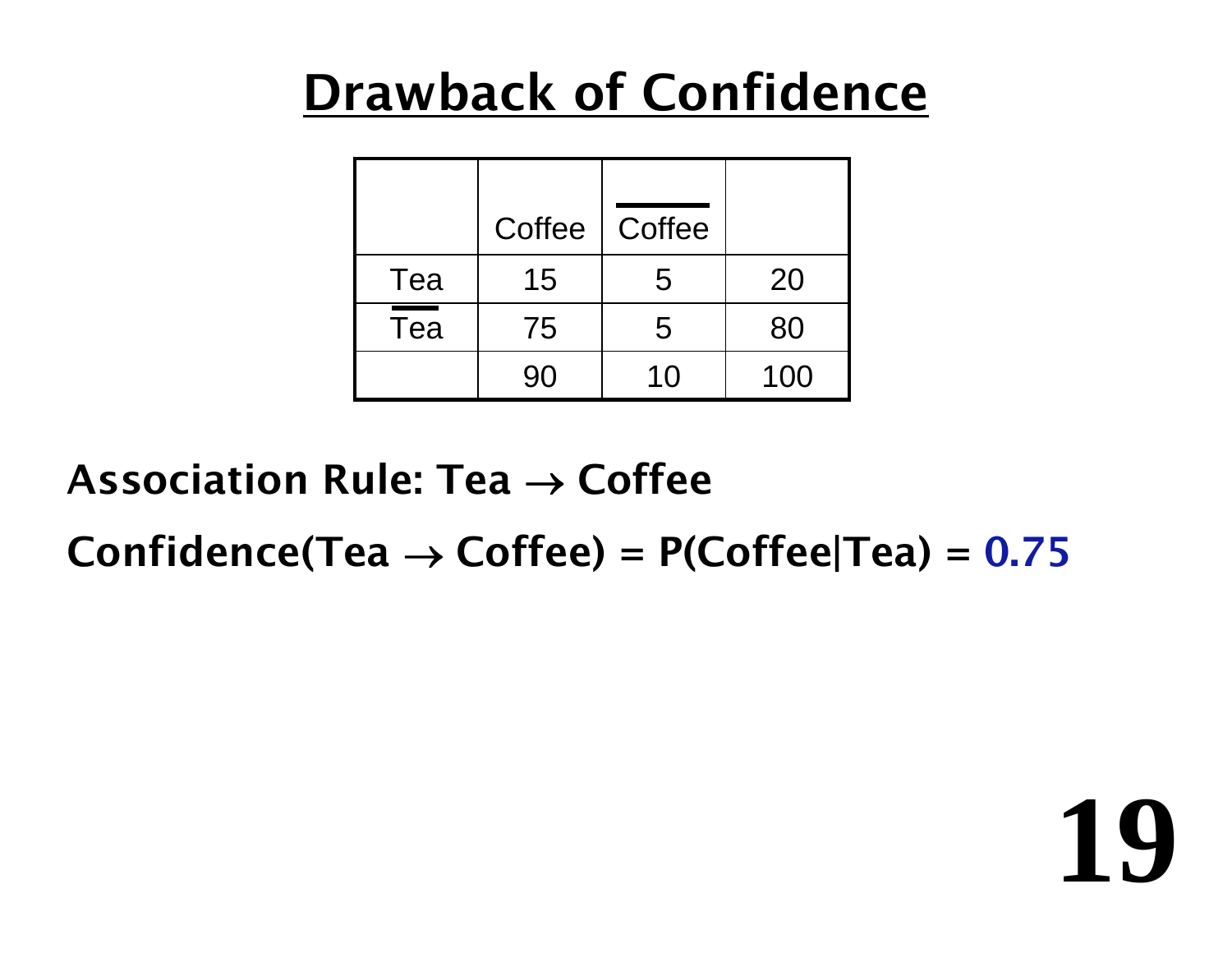# Drawback of Confidence

| | Coffee | $\overline{\text{Coffee}}$ | |
|---|---|---|---|
| Tea | 15 | 5 | 20 |
| $\overline{\text{Tea}}$ | 75 | 5 | 80 |
| | 90 | 10 | 100 |

**Association Rule: Tea $\rightarrow$ Coffee**

**Confidence(Tea $\rightarrow$ Coffee) = P(Coffee|Tea) = 0.75**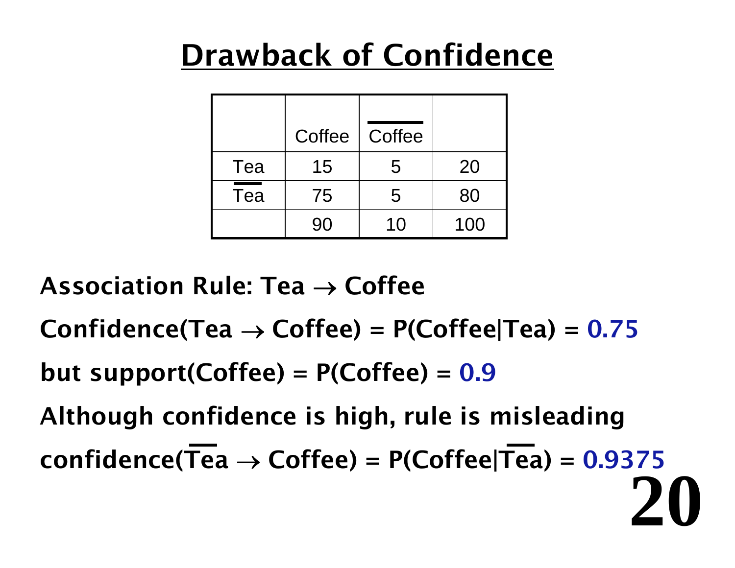# Drawback of Confidence

| | Coffee | $\overline{\text{Coffee}}$ | |
|---|---|---|---|
| Tea | 15 | 5 | 20 |
| $\overline{\text{Tea}}$ | 75 | 5 | 80 |
| | 90 | 10 | 100 |

**Association Rule: Tea $\rightarrow$ Coffee**

**Confidence(Tea $\rightarrow$ Coffee) = P(Coffee|Tea) = 0.75**

**but support(Coffee) = P(Coffee) = 0.9**

**Although confidence is high, rule is misleading**

**confidence($\overline{\text{Tea}}$ $\rightarrow$ Coffee) = P(Coffee|$\overline{\text{Tea}}$) = 0.9375**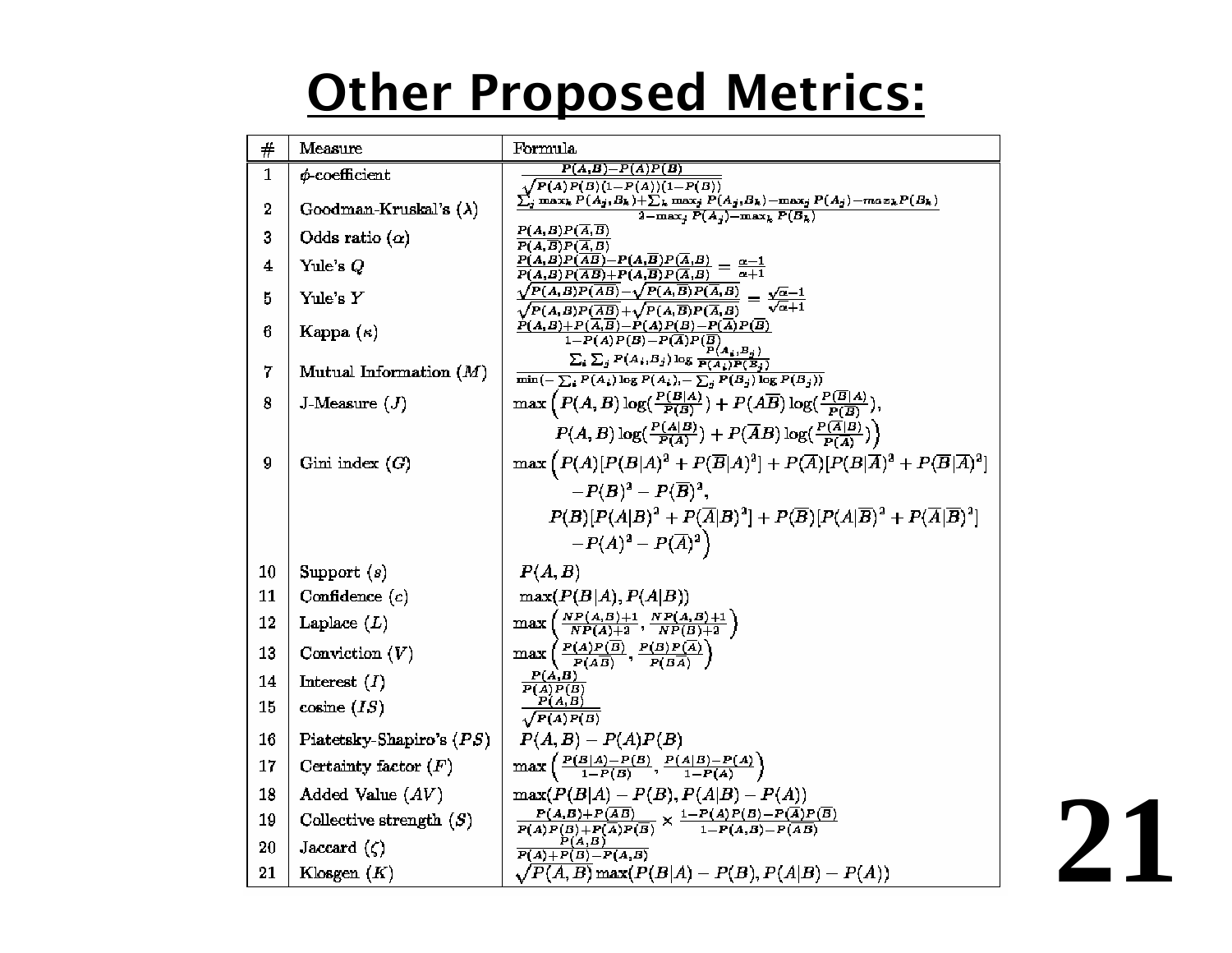# Other Proposed Metrics:

| # | Measure | Formula |
|---|---|---|
| 1 | $\phi$-coefficient | $\frac{P(A,B)-P(A)P(B)}{\sqrt{P(A)P(B)(1-P(A))(1-P(B))}}$ |
| 2 | Goodman-Kruskal's ($\lambda$) | $\frac{\sum_j \max_k P(A_j,B_k)+\sum_k \max_j P(A_j,B_k)-\max_j P(A_j)-\max_k P(B_k)}{2-\max_j P(A_j)-\max_k P(B_k)}$ |
| 3 | Odds ratio ($\alpha$) | $\frac{P(A,B)P(\overline{A},\overline{B})}{P(A,\overline{B})P(\overline{A},B)}$ |
| 4 | Yule's $Q$ | $\frac{P(A,B)P(\overline{AB})-P(A,\overline{B})P(\overline{A},B)}{P(A,B)P(\overline{AB})+P(A,\overline{B})P(\overline{A},B)} = \frac{\alpha-1}{\alpha+1}$ |
| 5 | Yule's $Y$ | $\frac{\sqrt{P(A,B)P(\overline{AB})}-\sqrt{P(A,\overline{B})P(\overline{A},B)}}{\sqrt{P(A,B)P(\overline{AB})}+\sqrt{P(A,\overline{B})P(\overline{A},B)}} = \frac{\sqrt{\alpha}-1}{\sqrt{\alpha}+1}$ |
| 6 | Kappa ($\kappa$) | $\frac{P(A,B)+P(\overline{A},\overline{B})-P(A)P(B)-P(\overline{A})P(\overline{B})}{1-P(A)P(B)-P(\overline{A})P(\overline{B})}$ |
| 7 | Mutual Information ($M$) | $\frac{\sum_i \sum_j P(A_i,B_j)\log\frac{P(A_i,B_j)}{P(A_i)P(B_j)}}{\min(-\sum_i P(A_i)\log P(A_i), -\sum_j P(B_j)\log P(B_j))}$ |
| 8 | J-Measure ($J$) | $\max\Big(P(A,B)\log(\frac{P(B\|A)}{P(B)}) + P(A\overline{B})\log(\frac{P(\overline{B}\|A)}{P(\overline{B})}),$ $P(A,B)\log(\frac{P(A\|B)}{P(A)}) + P(\overline{A}B)\log(\frac{P(\overline{A}\|B)}{P(\overline{A})})\Big)$ |
| 9 | Gini index ($G$) | $\max\Big(P(A)[P(B\|A)^2 + P(\overline{B}\|A)^2] + P(\overline{A})[P(B\|\overline{A})^2 + P(\overline{B}\|\overline{A})^2]$ $-P(B)^2 - P(\overline{B})^2,$ $P(B)[P(A\|B)^2 + P(\overline{A}\|B)^2] + P(\overline{B})[P(A\|\overline{B})^2 + P(\overline{A}\|\overline{B})^2]$ $-P(A)^2 - P(\overline{A})^2\Big)$ |
| 10 | Support ($s$) | $P(A,B)$ |
| 11 | Confidence ($c$) | $\max(P(B\|A), P(A\|B))$ |
| 12 | Laplace ($L$) | $\max\Big(\frac{NP(A,B)+1}{NP(A)+2}, \frac{NP(A,B)+1}{NP(B)+2}\Big)$ |
| 13 | Conviction ($V$) | $\max\Big(\frac{P(A)P(\overline{B})}{P(A\overline{B})}, \frac{P(B)P(\overline{A})}{P(B\overline{A})}\Big)$ |
| 14 | Interest ($I$) | $\frac{P(A,B)}{P(A)P(B)}$ |
| 15 | cosine ($IS$) | $\frac{P(A,B)}{\sqrt{P(A)P(B)}}$ |
| 16 | Piatetsky-Shapiro's ($PS$) | $P(A,B) - P(A)P(B)$ |
| 17 | Certainty factor ($F$) | $\max\Big(\frac{P(B\|A)-P(B)}{1-P(B)}, \frac{P(A\|B)-P(A)}{1-P(A)}\Big)$ |
| 18 | Added Value ($AV$) | $\max(P(B\|A) - P(B), P(A\|B) - P(A))$ |
| 19 | Collective strength ($S$) | $\frac{P(A,B)+P(\overline{AB})}{P(A)P(B)+P(\overline{A})P(\overline{B})} \times \frac{1-P(A)P(B)-P(\overline{A})P(\overline{B})}{1-P(A,B)-P(\overline{AB})}$ |
| 20 | Jaccard ($\zeta$) | $\frac{P(A,B)}{P(A)+P(B)-P(A,B)}$ |
| 21 | Klosgen ($K$) | $\sqrt{P(A,B)}\max(P(B\|A) - P(B), P(A\|B) - P(A))$ |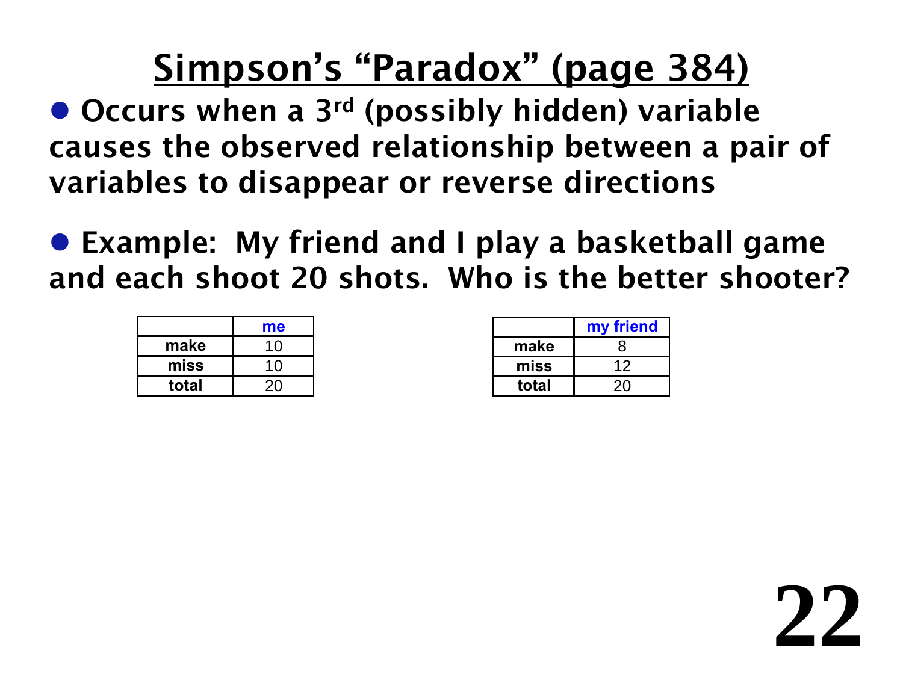# Simpson's "Paradox" (page 384)

- Occurs when a 3rd (possibly hidden) variable causes the observed relationship between a pair of variables to disappear or reverse directions

- Example: My friend and I play a basketball game and each shoot 20 shots. Who is the better shooter?

| | me |
|---|---|
| **make** | 10 |
| **miss** | 10 |
| **total** | 20 |

| | my friend |
|---|---|
| **make** | 8 |
| **miss** | 12 |
| **total** | 20 |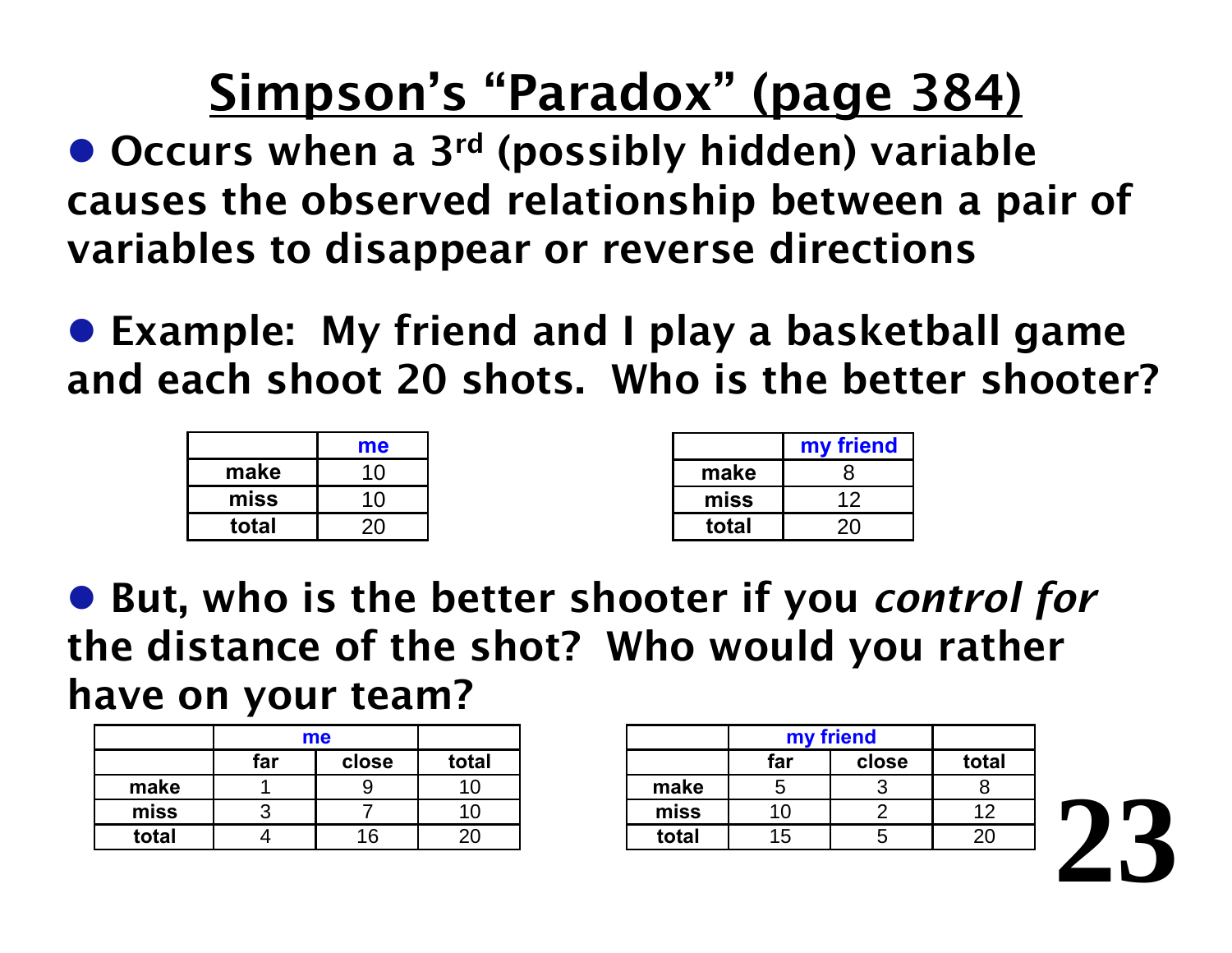# Simpson's "Paradox" (page 384)

- **Occurs when a 3rd (possibly hidden) variable causes the observed relationship between a pair of variables to disappear or reverse directions**

- **Example: My friend and I play a basketball game and each shoot 20 shots. Who is the better shooter?**

| | me |
|---|---|
| **make** | 10 |
| **miss** | 10 |
| **total** | 20 |

| | my friend |
|---|---|
| **make** | 8 |
| **miss** | 12 |
| **total** | 20 |

- **But, who is the better shooter if you *control for* the distance of the shot? Who would you rather have on your team?**

| | me | | |
|---|---|---|---|
| | **far** | **close** | **total** |
| **make** | 1 | 9 | 10 |
| **miss** | 3 | 7 | 10 |
| **total** | 4 | 16 | 20 |

| | my friend | | |
|---|---|---|---|
| | **far** | **close** | **total** |
| **make** | 5 | 3 | 8 |
| **miss** | 10 | 2 | 12 |
| **total** | 15 | 5 | 20 |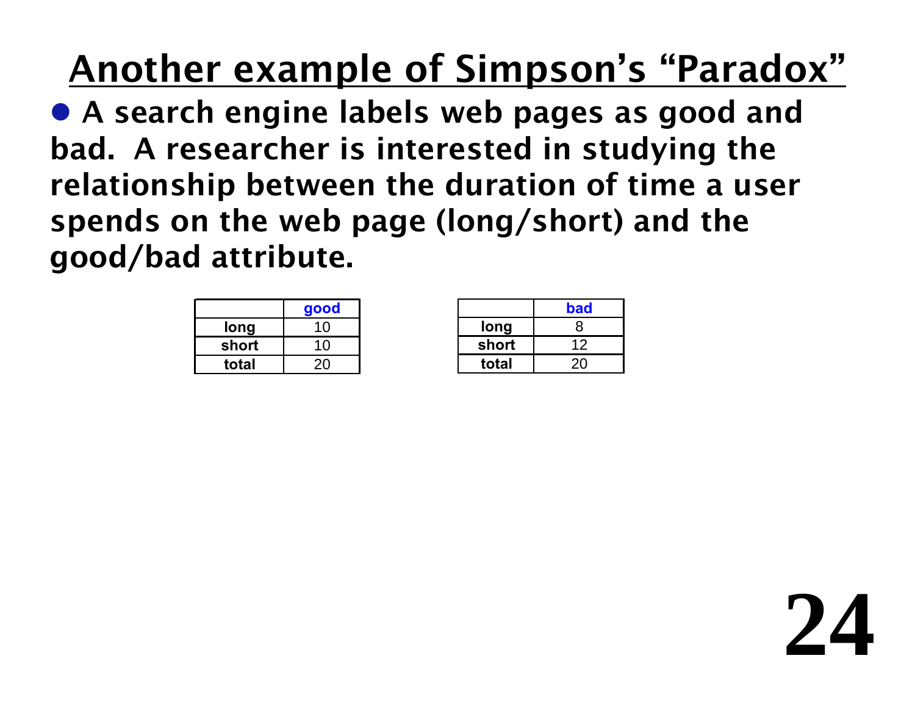# Another example of Simpson's "Paradox"

- A search engine labels web pages as good and bad. A researcher is interested in studying the relationship between the duration of time a user spends on the web page (long/short) and the good/bad attribute.

| | good |
|---|---|
| **long** | 10 |
| **short** | 10 |
| **total** | 20 |

| | bad |
|---|---|
| **long** | 8 |
| **short** | 12 |
| **total** | 20 |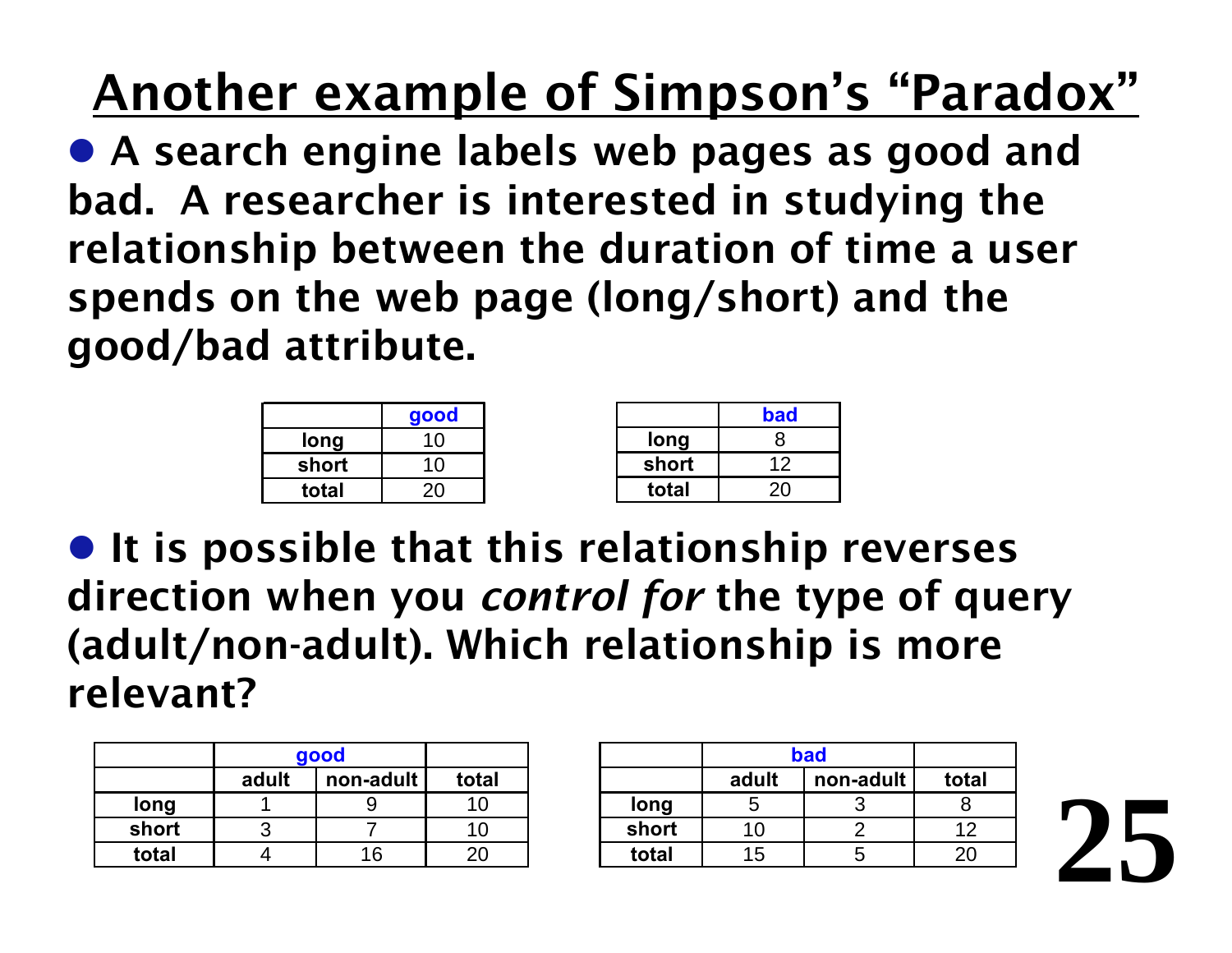# Another example of Simpson's "Paradox"

- A search engine labels web pages as good and bad. A researcher is interested in studying the relationship between the duration of time a user spends on the web page (long/short) and the good/bad attribute.

| | good |
|---|---|
| long | 10 |
| short | 10 |
| total | 20 |

| | bad |
|---|---|
| long | 8 |
| short | 12 |
| total | 20 |

- It is possible that this relationship reverses direction when you *control for* the type of query (adult/non-adult). Which relationship is more relevant?

| | good | | |
|---|---|---|---|
| | adult | non-adult | total |
| long | 1 | 9 | 10 |
| short | 3 | 7 | 10 |
| total | 4 | 16 | 20 |

| | bad | | |
|---|---|---|---|
| | adult | non-adult | total |
| long | 5 | 3 | 8 |
| short | 10 | 2 | 12 |
| total | 15 | 5 | 20 |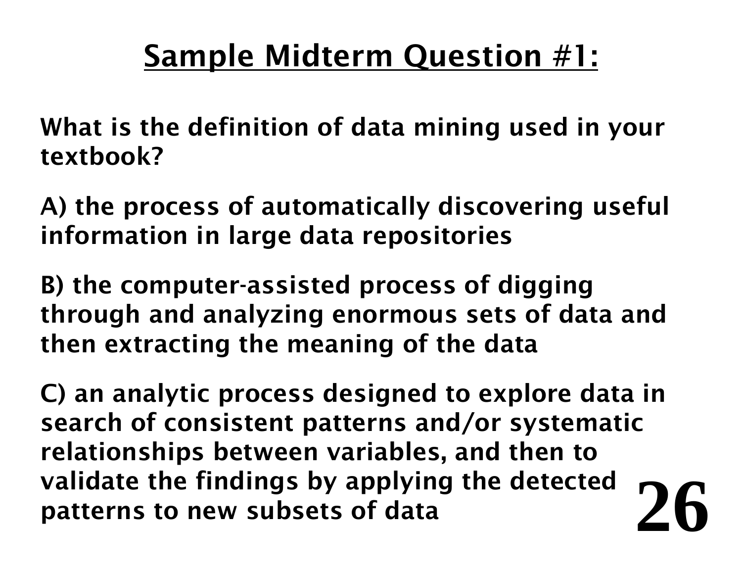# Sample Midterm Question #1:

**What is the definition of data mining used in your textbook?**

**A) the process of automatically discovering useful information in large data repositories**

**B) the computer-assisted process of digging through and analyzing enormous sets of data and then extracting the meaning of the data**

**C) an analytic process designed to explore data in search of consistent patterns and/or systematic relationships between variables, and then to validate the findings by applying the detected patterns to new subsets of data**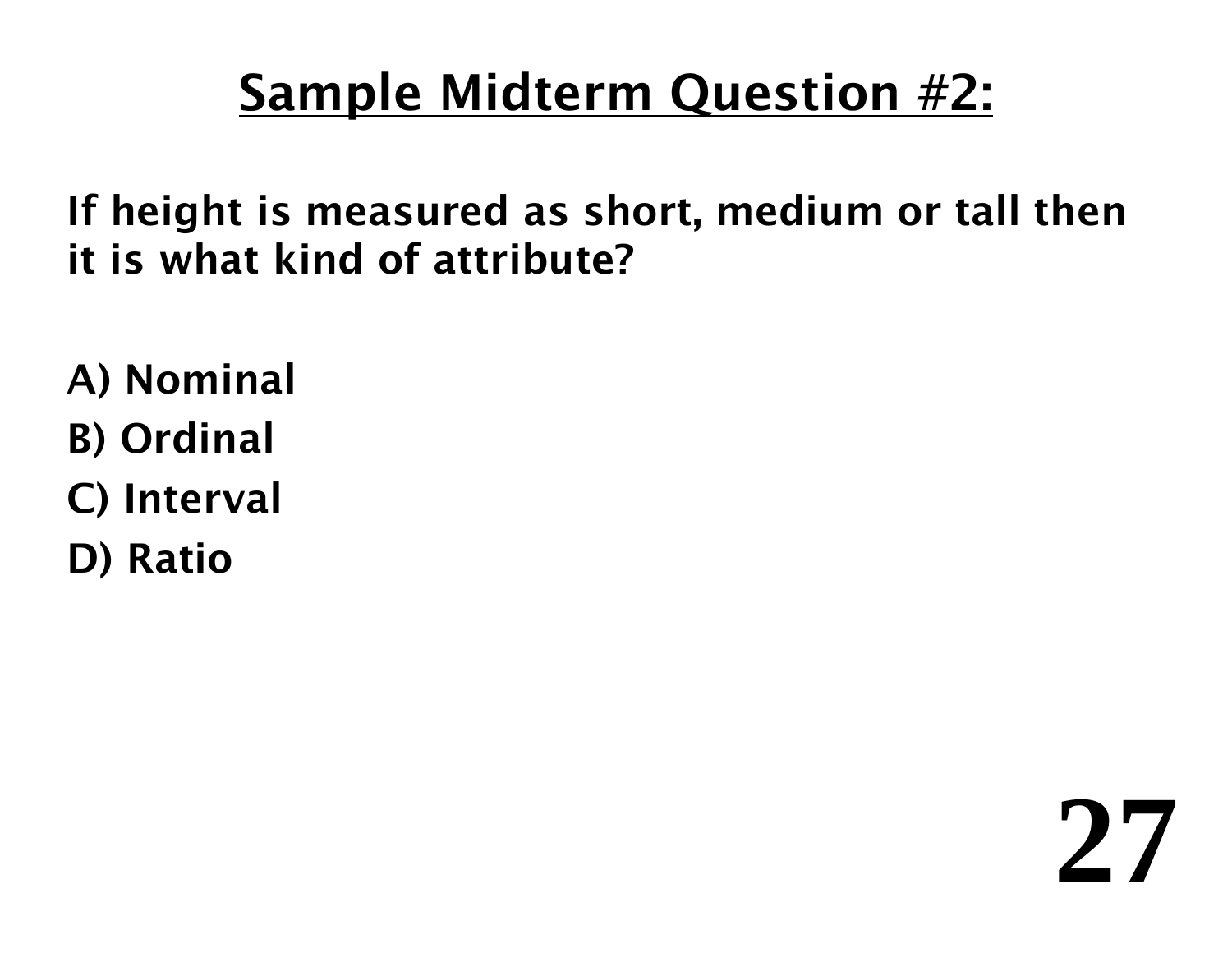# Sample Midterm Question #2:

**If height is measured as short, medium or tall then it is what kind of attribute?**

**A) Nominal**

**B) Ordinal**

**C) Interval**

**D) Ratio**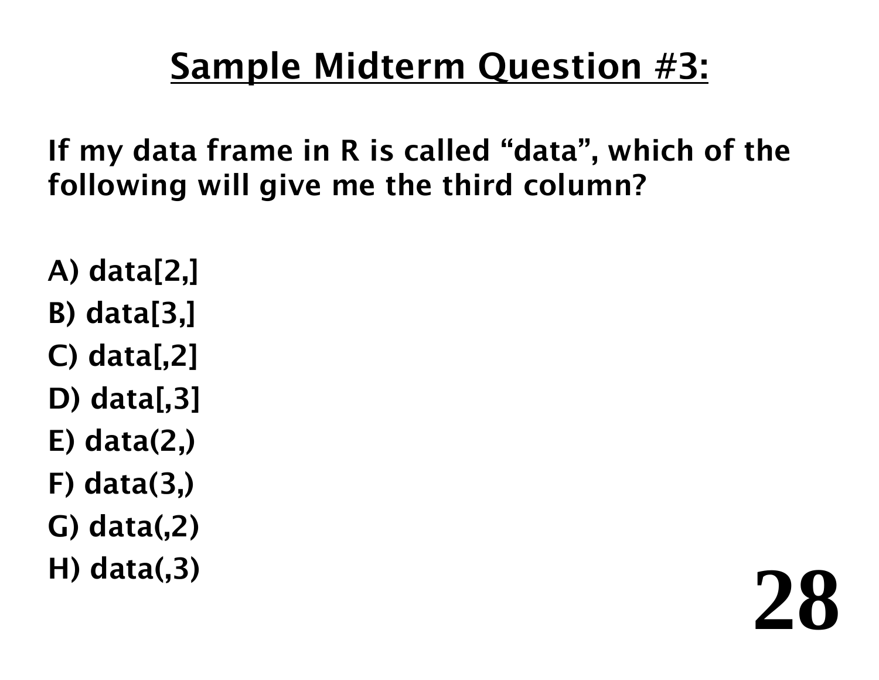# Sample Midterm Question #3:

**If my data frame in R is called "data", which of the following will give me the third column?**

A) data[2,]

B) data[3,]

C) data[,2]

D) data[,3]

E) data(2,)

F) data(3,)

G) data(,2)

H) data(,3)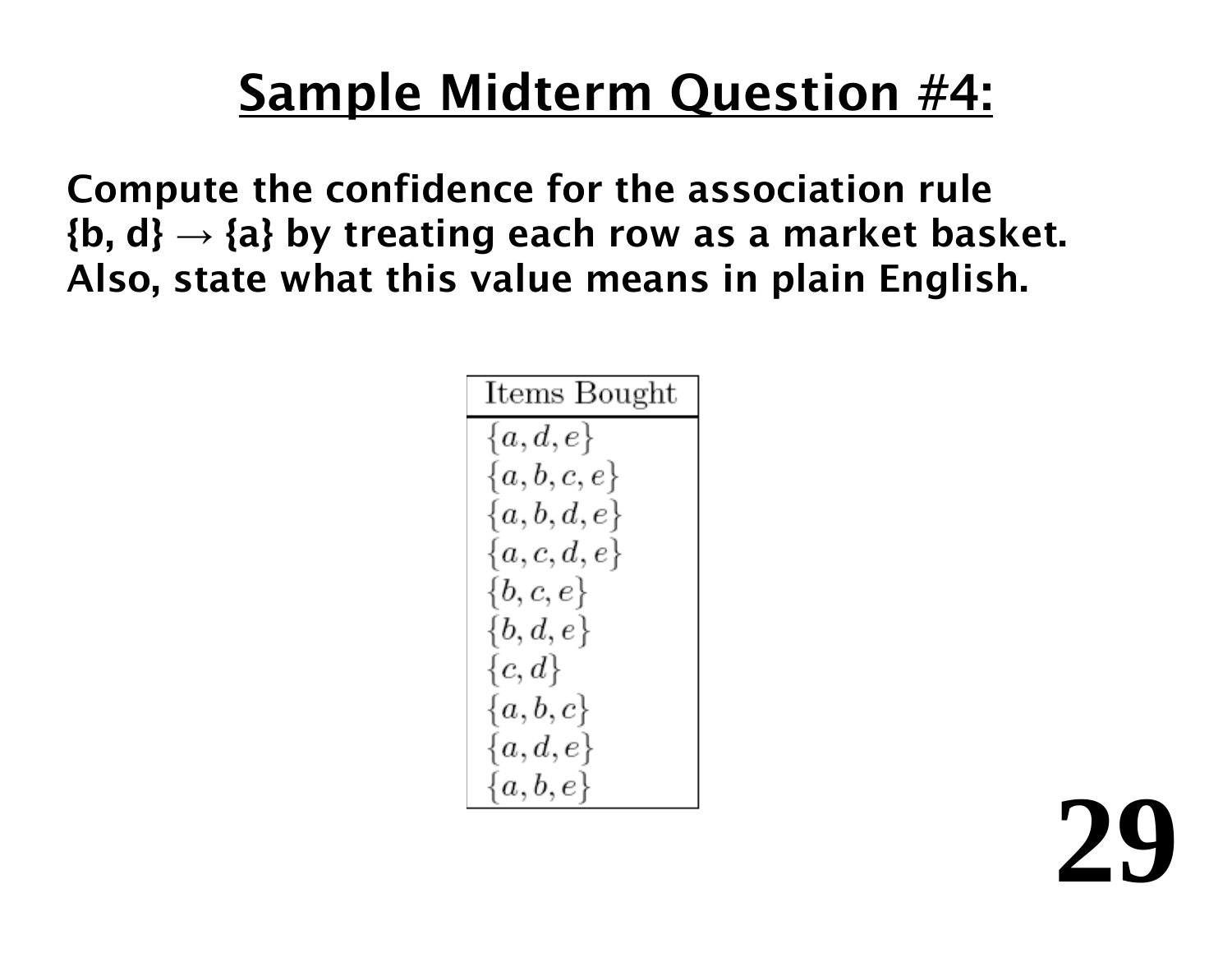# Sample Midterm Question #4:

**Compute the confidence for the association rule {b, d} → {a} by treating each row as a market basket. Also, state what this value means in plain English.**

| Items Bought |
| --- |
| $\{a, d, e\}$ |
| $\{a, b, c, e\}$ |
| $\{a, b, d, e\}$ |
| $\{a, c, d, e\}$ |
| $\{b, c, e\}$ |
| $\{b, d, e\}$ |
| $\{c, d\}$ |
| $\{a, b, c\}$ |
| $\{a, d, e\}$ |
| $\{a, b, e\}$ |